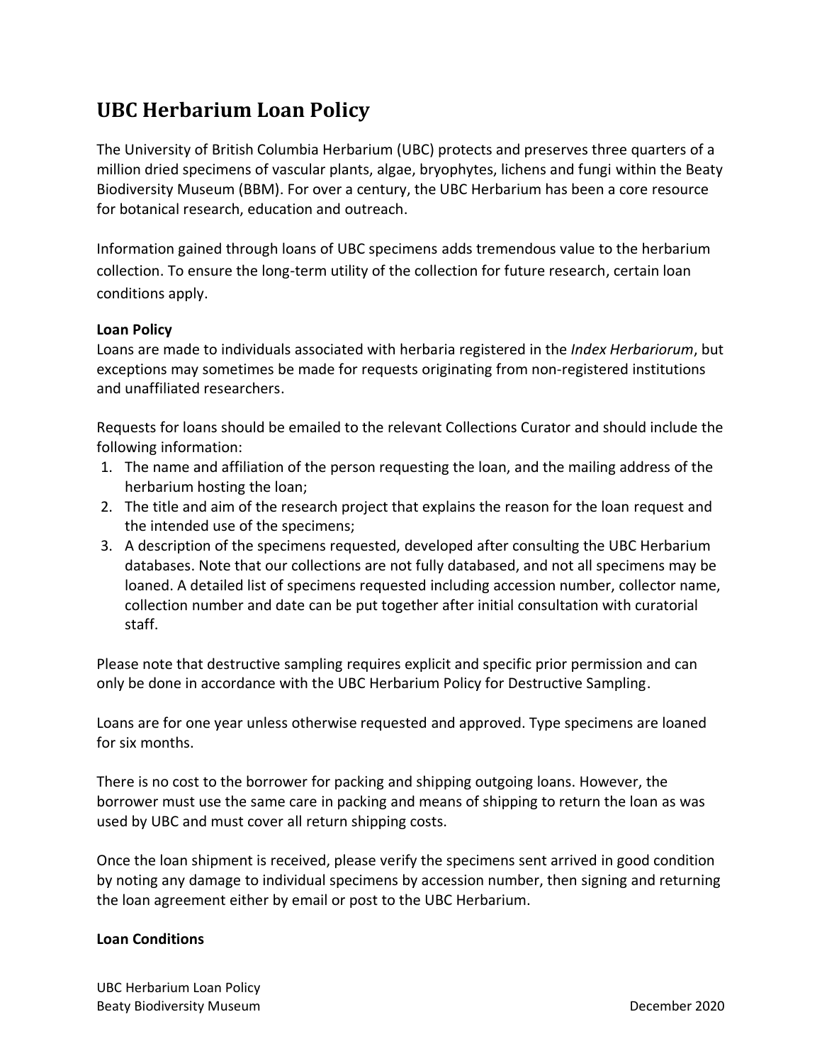# UBC Herbarium Loan Policy

The University of British Columbia Herbarium (UBC) protects and preserves three quarters of a million dried specimens of vascular plants, algae, bryophytes, lichens and fungi within the Beaty Biodiversity Museum (BBM). For over a century, the UBC Herbarium has been a core resource for botanical research, education and outreach.

Information gained through loans of UBC specimens adds tremendous value to the herbarium collection. To ensure the long-term utility of the collection for future research, certain loan conditions apply.

**Loan Policy**

Loans are made to individuals associated with herbaria registered in the *Index Herbariorum*, but exceptions may sometimes be made for requests originating from non-registered institutions and unaffiliated researchers.

Requests for loans should be emailed to the relevant Collections Curator and should include the following information:

1. The name and affiliation of the person requesting the loan, and the mailing address of the herbarium hosting the loan;
2. The title and aim of the research project that explains the reason for the loan request and the intended use of the specimens;
3. A description of the specimens requested, developed after consulting the UBC Herbarium databases. Note that our collections are not fully databased, and not all specimens may be loaned. A detailed list of specimens requested including accession number, collector name, collection number and date can be put together after initial consultation with curatorial staff.

Please note that destructive sampling requires explicit and specific prior permission and can only be done in accordance with the UBC Herbarium Policy for Destructive Sampling.

Loans are for one year unless otherwise requested and approved. Type specimens are loaned for six months.

There is no cost to the borrower for packing and shipping outgoing loans. However, the borrower must use the same care in packing and means of shipping to return the loan as was used by UBC and must cover all return shipping costs.

Once the loan shipment is received, please verify the specimens sent arrived in good condition by noting any damage to individual specimens by accession number, then signing and returning the loan agreement either by email or post to the UBC Herbarium.

**Loan Conditions**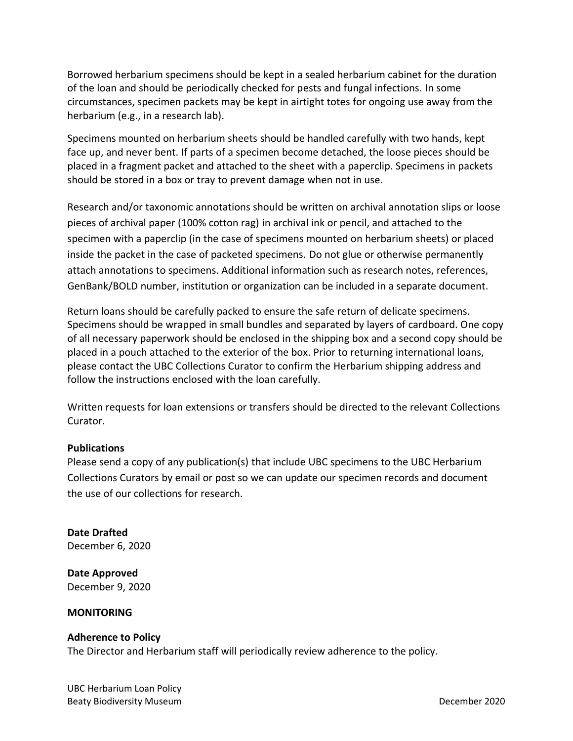Borrowed herbarium specimens should be kept in a sealed herbarium cabinet for the duration of the loan and should be periodically checked for pests and fungal infections. In some circumstances, specimen packets may be kept in airtight totes for ongoing use away from the herbarium (e.g., in a research lab).

Specimens mounted on herbarium sheets should be handled carefully with two hands, kept face up, and never bent. If parts of a specimen become detached, the loose pieces should be placed in a fragment packet and attached to the sheet with a paperclip. Specimens in packets should be stored in a box or tray to prevent damage when not in use.

Research and/or taxonomic annotations should be written on archival annotation slips or loose pieces of archival paper (100% cotton rag) in archival ink or pencil, and attached to the specimen with a paperclip (in the case of specimens mounted on herbarium sheets) or placed inside the packet in the case of packeted specimens. Do not glue or otherwise permanently attach annotations to specimens. Additional information such as research notes, references, GenBank/BOLD number, institution or organization can be included in a separate document.

Return loans should be carefully packed to ensure the safe return of delicate specimens. Specimens should be wrapped in small bundles and separated by layers of cardboard. One copy of all necessary paperwork should be enclosed in the shipping box and a second copy should be placed in a pouch attached to the exterior of the box. Prior to returning international loans, please contact the UBC Collections Curator to confirm the Herbarium shipping address and follow the instructions enclosed with the loan carefully.

Written requests for loan extensions or transfers should be directed to the relevant Collections Curator.

**Publications**
Please send a copy of any publication(s) that include UBC specimens to the UBC Herbarium Collections Curators by email or post so we can update our specimen records and document the use of our collections for research.

**Date Drafted**
December 6, 2020

**Date Approved**
December 9, 2020

**MONITORING**

**Adherence to Policy**
The Director and Herbarium staff will periodically review adherence to the policy.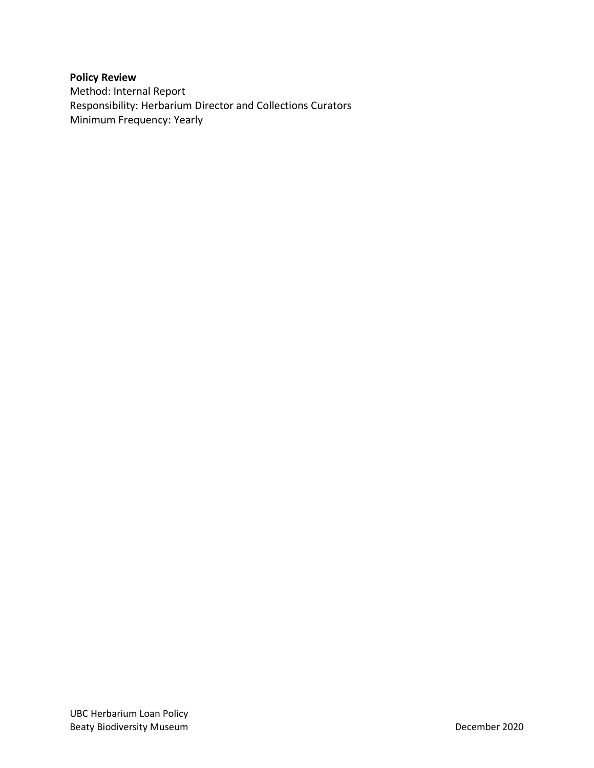**Policy Review**
Method: Internal Report
Responsibility: Herbarium Director and Collections Curators
Minimum Frequency: Yearly